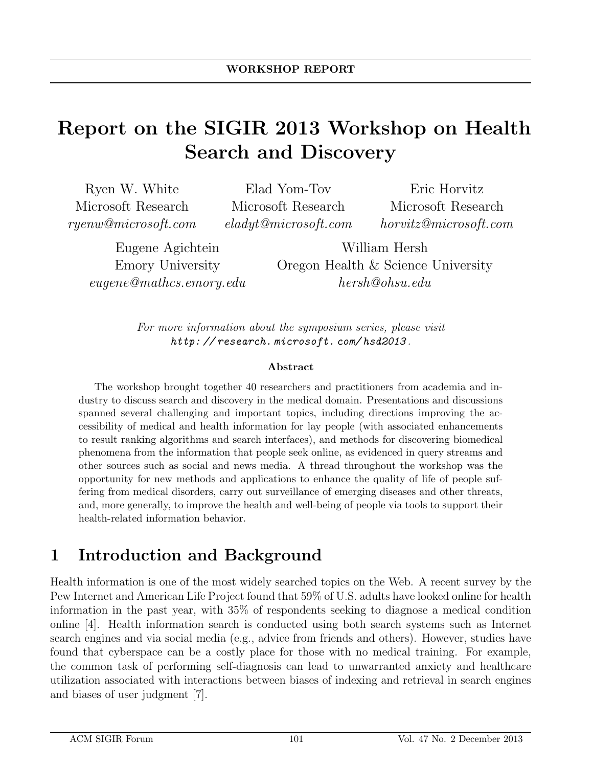WORKSHOP REPORT

# Report on the SIGIR 2013 Workshop on Health Search and Discovery

Ryen W. White
Microsoft Research
*ryenw@microsoft.com*

Elad Yom-Tov
Microsoft Research
*eladyt@microsoft.com*

Eric Horvitz
Microsoft Research
*horvitz@microsoft.com*

Eugene Agichtein
Emory University
*eugene@mathcs.emory.edu*

William Hersh
Oregon Health & Science University
*hersh@ohsu.edu*

*For more information about the symposium series, please visit* *http://research.microsoft.com/hsd2013*.

### Abstract

The workshop brought together 40 researchers and practitioners from academia and industry to discuss search and discovery in the medical domain. Presentations and discussions spanned several challenging and important topics, including directions improving the accessibility of medical and health information for lay people (with associated enhancements to result ranking algorithms and search interfaces), and methods for discovering biomedical phenomena from the information that people seek online, as evidenced in query streams and other sources such as social and news media. A thread throughout the workshop was the opportunity for new methods and applications to enhance the quality of life of people suffering from medical disorders, carry out surveillance of emerging diseases and other threats, and, more generally, to improve the health and well-being of people via tools to support their health-related information behavior.

## 1 Introduction and Background

Health information is one of the most widely searched topics on the Web. A recent survey by the Pew Internet and American Life Project found that 59% of U.S. adults have looked online for health information in the past year, with 35% of respondents seeking to diagnose a medical condition online [4]. Health information search is conducted using both search systems such as Internet search engines and via social media (e.g., advice from friends and others). However, studies have found that cyberspace can be a costly place for those with no medical training. For example, the common task of performing self-diagnosis can lead to unwarranted anxiety and healthcare utilization associated with interactions between biases of indexing and retrieval in search engines and biases of user judgment [7].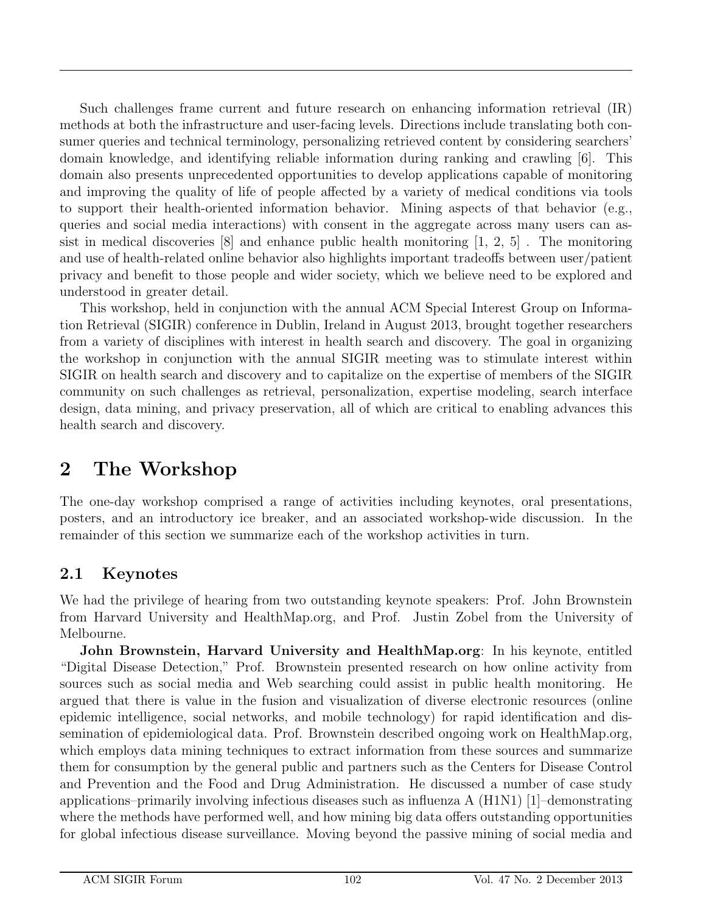Such challenges frame current and future research on enhancing information retrieval (IR) methods at both the infrastructure and user-facing levels. Directions include translating both consumer queries and technical terminology, personalizing retrieved content by considering searchers' domain knowledge, and identifying reliable information during ranking and crawling [6]. This domain also presents unprecedented opportunities to develop applications capable of monitoring and improving the quality of life of people affected by a variety of medical conditions via tools to support their health-oriented information behavior. Mining aspects of that behavior (e.g., queries and social media interactions) with consent in the aggregate across many users can assist in medical discoveries [8] and enhance public health monitoring [1, 2, 5] . The monitoring and use of health-related online behavior also highlights important tradeoffs between user/patient privacy and benefit to those people and wider society, which we believe need to be explored and understood in greater detail.

This workshop, held in conjunction with the annual ACM Special Interest Group on Information Retrieval (SIGIR) conference in Dublin, Ireland in August 2013, brought together researchers from a variety of disciplines with interest in health search and discovery. The goal in organizing the workshop in conjunction with the annual SIGIR meeting was to stimulate interest within SIGIR on health search and discovery and to capitalize on the expertise of members of the SIGIR community on such challenges as retrieval, personalization, expertise modeling, search interface design, data mining, and privacy preservation, all of which are critical to enabling advances this health search and discovery.

## 2 The Workshop

The one-day workshop comprised a range of activities including keynotes, oral presentations, posters, and an introductory ice breaker, and an associated workshop-wide discussion. In the remainder of this section we summarize each of the workshop activities in turn.

### 2.1 Keynotes

We had the privilege of hearing from two outstanding keynote speakers: Prof. John Brownstein from Harvard University and HealthMap.org, and Prof. Justin Zobel from the University of Melbourne.

**John Brownstein, Harvard University and HealthMap.org**: In his keynote, entitled "Digital Disease Detection," Prof. Brownstein presented research on how online activity from sources such as social media and Web searching could assist in public health monitoring. He argued that there is value in the fusion and visualization of diverse electronic resources (online epidemic intelligence, social networks, and mobile technology) for rapid identification and dissemination of epidemiological data. Prof. Brownstein described ongoing work on HealthMap.org, which employs data mining techniques to extract information from these sources and summarize them for consumption by the general public and partners such as the Centers for Disease Control and Prevention and the Food and Drug Administration. He discussed a number of case study applications–primarily involving infectious diseases such as influenza A (H1N1) [1]–demonstrating where the methods have performed well, and how mining big data offers outstanding opportunities for global infectious disease surveillance. Moving beyond the passive mining of social media and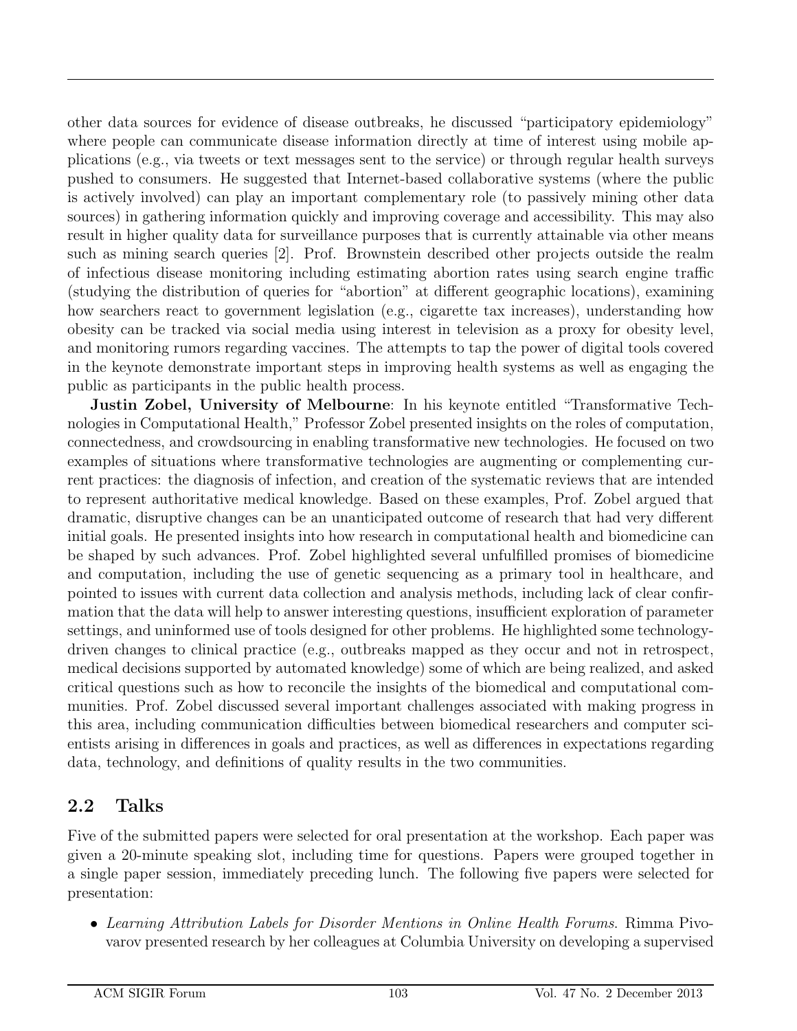other data sources for evidence of disease outbreaks, he discussed "participatory epidemiology" where people can communicate disease information directly at time of interest using mobile applications (e.g., via tweets or text messages sent to the service) or through regular health surveys pushed to consumers. He suggested that Internet-based collaborative systems (where the public is actively involved) can play an important complementary role (to passively mining other data sources) in gathering information quickly and improving coverage and accessibility. This may also result in higher quality data for surveillance purposes that is currently attainable via other means such as mining search queries [2]. Prof. Brownstein described other projects outside the realm of infectious disease monitoring including estimating abortion rates using search engine traffic (studying the distribution of queries for "abortion" at different geographic locations), examining how searchers react to government legislation (e.g., cigarette tax increases), understanding how obesity can be tracked via social media using interest in television as a proxy for obesity level, and monitoring rumors regarding vaccines. The attempts to tap the power of digital tools covered in the keynote demonstrate important steps in improving health systems as well as engaging the public as participants in the public health process.

**Justin Zobel, University of Melbourne**: In his keynote entitled "Transformative Technologies in Computational Health," Professor Zobel presented insights on the roles of computation, connectedness, and crowdsourcing in enabling transformative new technologies. He focused on two examples of situations where transformative technologies are augmenting or complementing current practices: the diagnosis of infection, and creation of the systematic reviews that are intended to represent authoritative medical knowledge. Based on these examples, Prof. Zobel argued that dramatic, disruptive changes can be an unanticipated outcome of research that had very different initial goals. He presented insights into how research in computational health and biomedicine can be shaped by such advances. Prof. Zobel highlighted several unfulfilled promises of biomedicine and computation, including the use of genetic sequencing as a primary tool in healthcare, and pointed to issues with current data collection and analysis methods, including lack of clear confirmation that the data will help to answer interesting questions, insufficient exploration of parameter settings, and uninformed use of tools designed for other problems. He highlighted some technology-driven changes to clinical practice (e.g., outbreaks mapped as they occur and not in retrospect, medical decisions supported by automated knowledge) some of which are being realized, and asked critical questions such as how to reconcile the insights of the biomedical and computational communities. Prof. Zobel discussed several important challenges associated with making progress in this area, including communication difficulties between biomedical researchers and computer scientists arising in differences in goals and practices, as well as differences in expectations regarding data, technology, and definitions of quality results in the two communities.

## 2.2 Talks

Five of the submitted papers were selected for oral presentation at the workshop. Each paper was given a 20-minute speaking slot, including time for questions. Papers were grouped together in a single paper session, immediately preceding lunch. The following five papers were selected for presentation:

- *Learning Attribution Labels for Disorder Mentions in Online Health Forums*. Rimma Pivovarov presented research by her colleagues at Columbia University on developing a supervised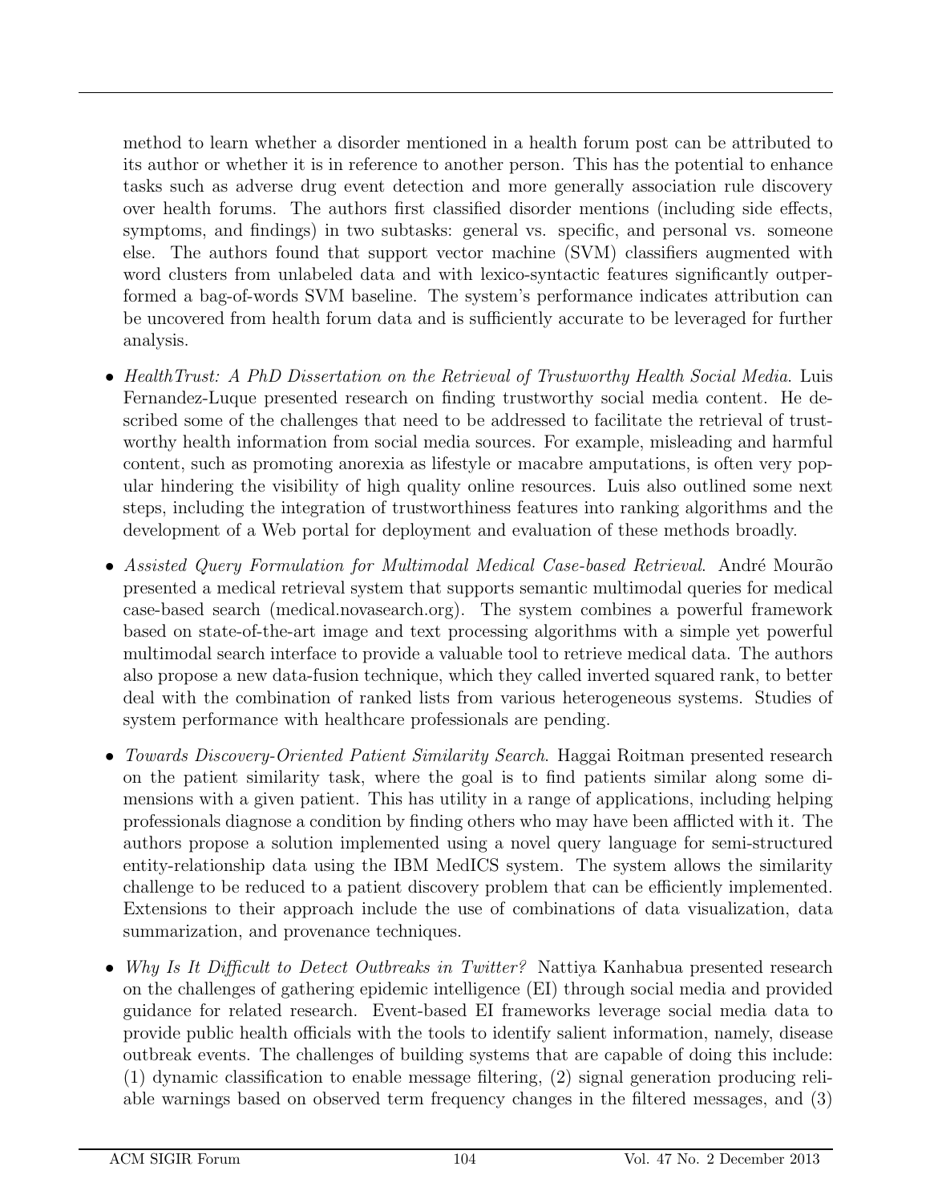method to learn whether a disorder mentioned in a health forum post can be attributed to its author or whether it is in reference to another person. This has the potential to enhance tasks such as adverse drug event detection and more generally association rule discovery over health forums. The authors first classified disorder mentions (including side effects, symptoms, and findings) in two subtasks: general vs. specific, and personal vs. someone else. The authors found that support vector machine (SVM) classifiers augmented with word clusters from unlabeled data and with lexico-syntactic features significantly outperformed a bag-of-words SVM baseline. The system's performance indicates attribution can be uncovered from health forum data and is sufficiently accurate to be leveraged for further analysis.

- *HealthTrust: A PhD Dissertation on the Retrieval of Trustworthy Health Social Media*. Luis Fernandez-Luque presented research on finding trustworthy social media content. He described some of the challenges that need to be addressed to facilitate the retrieval of trustworthy health information from social media sources. For example, misleading and harmful content, such as promoting anorexia as lifestyle or macabre amputations, is often very popular hindering the visibility of high quality online resources. Luis also outlined some next steps, including the integration of trustworthiness features into ranking algorithms and the development of a Web portal for deployment and evaluation of these methods broadly.
- *Assisted Query Formulation for Multimodal Medical Case-based Retrieval*. André Mourão presented a medical retrieval system that supports semantic multimodal queries for medical case-based search (medical.novasearch.org). The system combines a powerful framework based on state-of-the-art image and text processing algorithms with a simple yet powerful multimodal search interface to provide a valuable tool to retrieve medical data. The authors also propose a new data-fusion technique, which they called inverted squared rank, to better deal with the combination of ranked lists from various heterogeneous systems. Studies of system performance with healthcare professionals are pending.
- *Towards Discovery-Oriented Patient Similarity Search*. Haggai Roitman presented research on the patient similarity task, where the goal is to find patients similar along some dimensions with a given patient. This has utility in a range of applications, including helping professionals diagnose a condition by finding others who may have been afflicted with it. The authors propose a solution implemented using a novel query language for semi-structured entity-relationship data using the IBM MedICS system. The system allows the similarity challenge to be reduced to a patient discovery problem that can be efficiently implemented. Extensions to their approach include the use of combinations of data visualization, data summarization, and provenance techniques.
- *Why Is It Difficult to Detect Outbreaks in Twitter?* Nattiya Kanhabua presented research on the challenges of gathering epidemic intelligence (EI) through social media and provided guidance for related research. Event-based EI frameworks leverage social media data to provide public health officials with the tools to identify salient information, namely, disease outbreak events. The challenges of building systems that are capable of doing this include: (1) dynamic classification to enable message filtering, (2) signal generation producing reliable warnings based on observed term frequency changes in the filtered messages, and (3)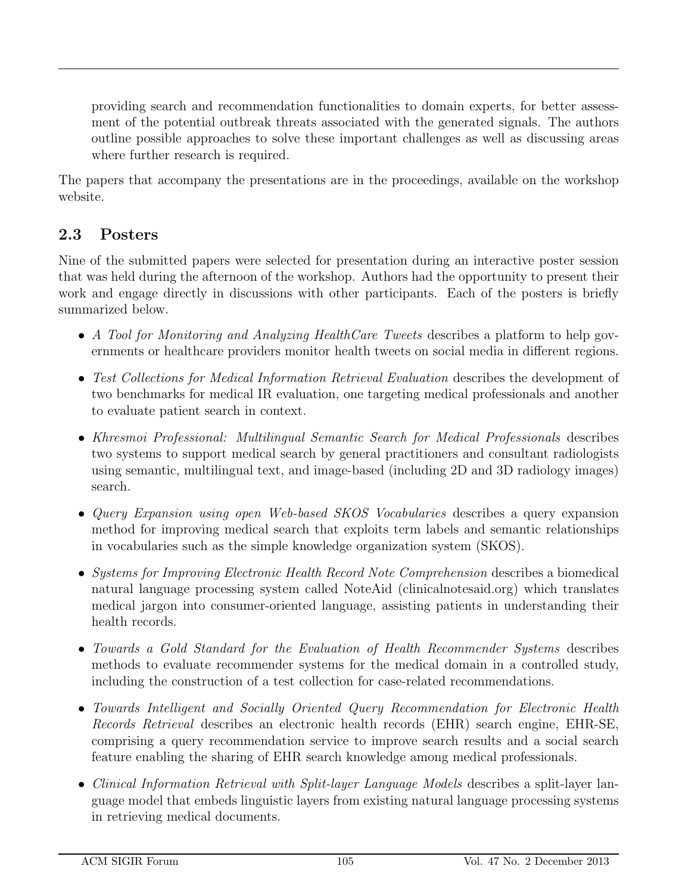providing search and recommendation functionalities to domain experts, for better assessment of the potential outbreak threats associated with the generated signals. The authors outline possible approaches to solve these important challenges as well as discussing areas where further research is required.

The papers that accompany the presentations are in the proceedings, available on the workshop website.

## 2.3 Posters

Nine of the submitted papers were selected for presentation during an interactive poster session that was held during the afternoon of the workshop. Authors had the opportunity to present their work and engage directly in discussions with other participants. Each of the posters is briefly summarized below.

- *A Tool for Monitoring and Analyzing HealthCare Tweets* describes a platform to help governments or healthcare providers monitor health tweets on social media in different regions.
- *Test Collections for Medical Information Retrieval Evaluation* describes the development of two benchmarks for medical IR evaluation, one targeting medical professionals and another to evaluate patient search in context.
- *Khresmoi Professional: Multilingual Semantic Search for Medical Professionals* describes two systems to support medical search by general practitioners and consultant radiologists using semantic, multilingual text, and image-based (including 2D and 3D radiology images) search.
- *Query Expansion using open Web-based SKOS Vocabularies* describes a query expansion method for improving medical search that exploits term labels and semantic relationships in vocabularies such as the simple knowledge organization system (SKOS).
- *Systems for Improving Electronic Health Record Note Comprehension* describes a biomedical natural language processing system called NoteAid (clinicalnotesaid.org) which translates medical jargon into consumer-oriented language, assisting patients in understanding their health records.
- *Towards a Gold Standard for the Evaluation of Health Recommender Systems* describes methods to evaluate recommender systems for the medical domain in a controlled study, including the construction of a test collection for case-related recommendations.
- *Towards Intelligent and Socially Oriented Query Recommendation for Electronic Health Records Retrieval* describes an electronic health records (EHR) search engine, EHR-SE, comprising a query recommendation service to improve search results and a social search feature enabling the sharing of EHR search knowledge among medical professionals.
- *Clinical Information Retrieval with Split-layer Language Models* describes a split-layer language model that embeds linguistic layers from existing natural language processing systems in retrieving medical documents.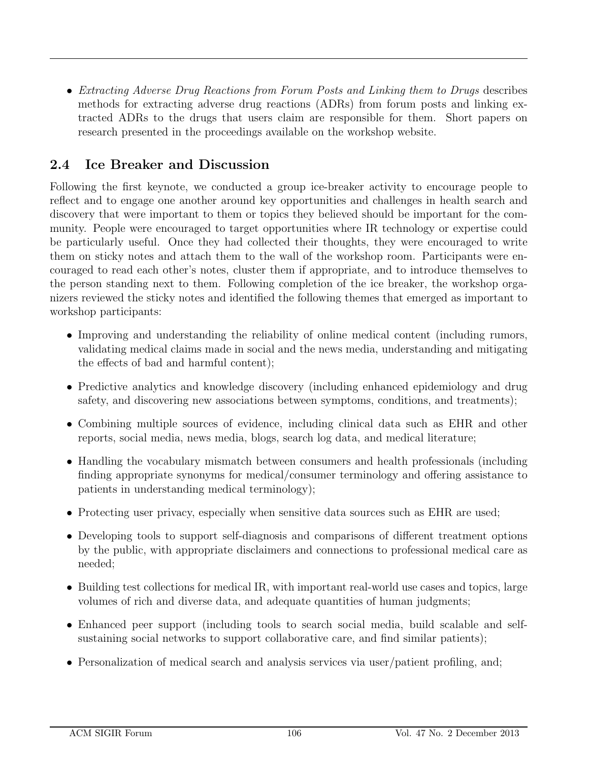- *Extracting Adverse Drug Reactions from Forum Posts and Linking them to Drugs* describes methods for extracting adverse drug reactions (ADRs) from forum posts and linking extracted ADRs to the drugs that users claim are responsible for them. Short papers on research presented in the proceedings available on the workshop website.

## 2.4 Ice Breaker and Discussion

Following the first keynote, we conducted a group ice-breaker activity to encourage people to reflect and to engage one another around key opportunities and challenges in health search and discovery that were important to them or topics they believed should be important for the community. People were encouraged to target opportunities where IR technology or expertise could be particularly useful. Once they had collected their thoughts, they were encouraged to write them on sticky notes and attach them to the wall of the workshop room. Participants were encouraged to read each other's notes, cluster them if appropriate, and to introduce themselves to the person standing next to them. Following completion of the ice breaker, the workshop organizers reviewed the sticky notes and identified the following themes that emerged as important to workshop participants:

- Improving and understanding the reliability of online medical content (including rumors, validating medical claims made in social and the news media, understanding and mitigating the effects of bad and harmful content);
- Predictive analytics and knowledge discovery (including enhanced epidemiology and drug safety, and discovering new associations between symptoms, conditions, and treatments);
- Combining multiple sources of evidence, including clinical data such as EHR and other reports, social media, news media, blogs, search log data, and medical literature;
- Handling the vocabulary mismatch between consumers and health professionals (including finding appropriate synonyms for medical/consumer terminology and offering assistance to patients in understanding medical terminology);
- Protecting user privacy, especially when sensitive data sources such as EHR are used;
- Developing tools to support self-diagnosis and comparisons of different treatment options by the public, with appropriate disclaimers and connections to professional medical care as needed;
- Building test collections for medical IR, with important real-world use cases and topics, large volumes of rich and diverse data, and adequate quantities of human judgments;
- Enhanced peer support (including tools to search social media, build scalable and self-sustaining social networks to support collaborative care, and find similar patients);
- Personalization of medical search and analysis services via user/patient profiling, and;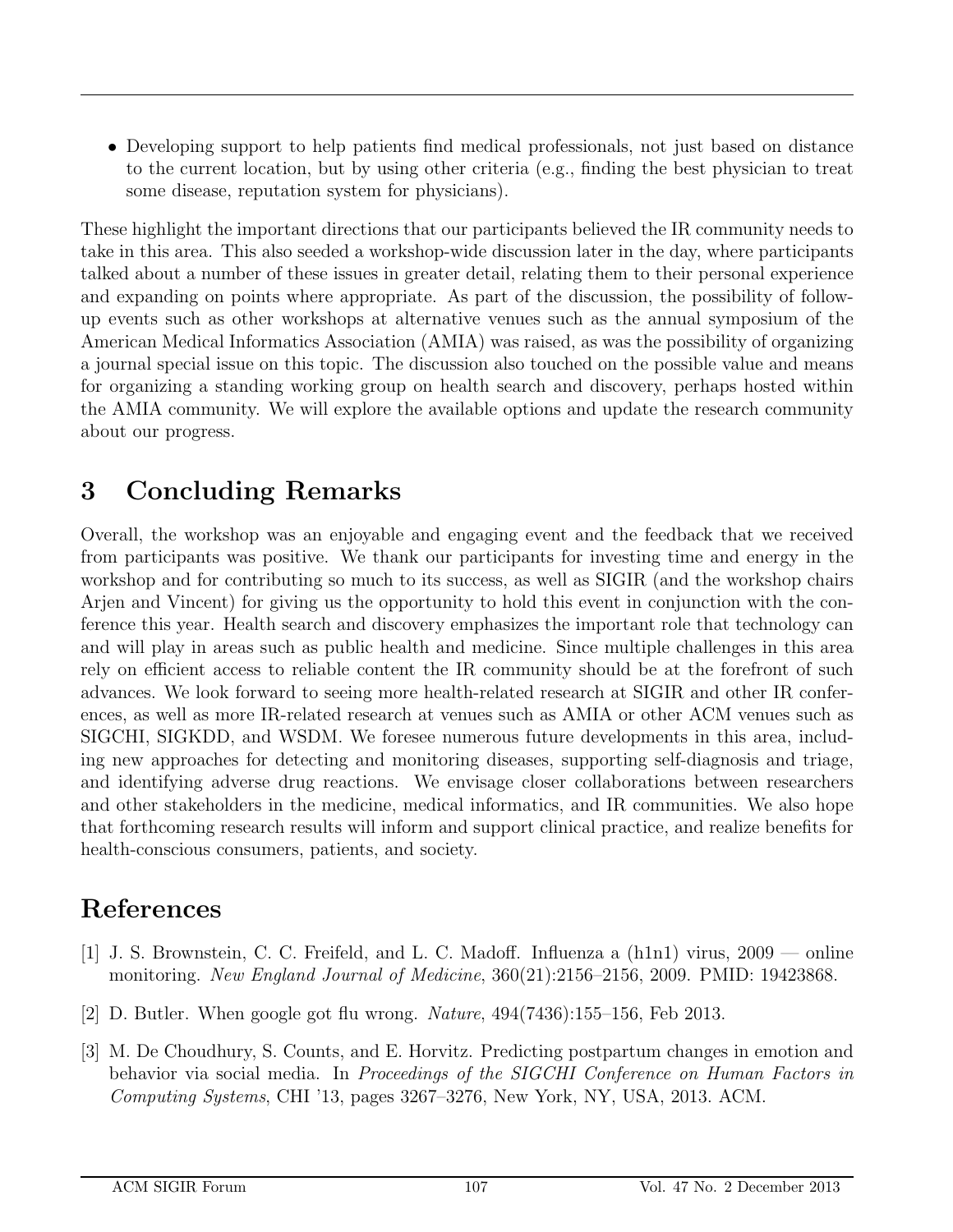- Developing support to help patients find medical professionals, not just based on distance to the current location, but by using other criteria (e.g., finding the best physician to treat some disease, reputation system for physicians).

These highlight the important directions that our participants believed the IR community needs to take in this area. This also seeded a workshop-wide discussion later in the day, where participants talked about a number of these issues in greater detail, relating them to their personal experience and expanding on points where appropriate. As part of the discussion, the possibility of follow-up events such as other workshops at alternative venues such as the annual symposium of the American Medical Informatics Association (AMIA) was raised, as was the possibility of organizing a journal special issue on this topic. The discussion also touched on the possible value and means for organizing a standing working group on health search and discovery, perhaps hosted within the AMIA community. We will explore the available options and update the research community about our progress.

# 3 Concluding Remarks

Overall, the workshop was an enjoyable and engaging event and the feedback that we received from participants was positive. We thank our participants for investing time and energy in the workshop and for contributing so much to its success, as well as SIGIR (and the workshop chairs Arjen and Vincent) for giving us the opportunity to hold this event in conjunction with the conference this year. Health search and discovery emphasizes the important role that technology can and will play in areas such as public health and medicine. Since multiple challenges in this area rely on efficient access to reliable content the IR community should be at the forefront of such advances. We look forward to seeing more health-related research at SIGIR and other IR conferences, as well as more IR-related research at venues such as AMIA or other ACM venues such as SIGCHI, SIGKDD, and WSDM. We foresee numerous future developments in this area, including new approaches for detecting and monitoring diseases, supporting self-diagnosis and triage, and identifying adverse drug reactions. We envisage closer collaborations between researchers and other stakeholders in the medicine, medical informatics, and IR communities. We also hope that forthcoming research results will inform and support clinical practice, and realize benefits for health-conscious consumers, patients, and society.

# References

[1] J. S. Brownstein, C. C. Freifeld, and L. C. Madoff. Influenza a (h1n1) virus, 2009 — online monitoring. *New England Journal of Medicine*, 360(21):2156–2156, 2009. PMID: 19423868.

[2] D. Butler. When google got flu wrong. *Nature*, 494(7436):155–156, Feb 2013.

[3] M. De Choudhury, S. Counts, and E. Horvitz. Predicting postpartum changes in emotion and behavior via social media. In *Proceedings of the SIGCHI Conference on Human Factors in Computing Systems*, CHI '13, pages 3267–3276, New York, NY, USA, 2013. ACM.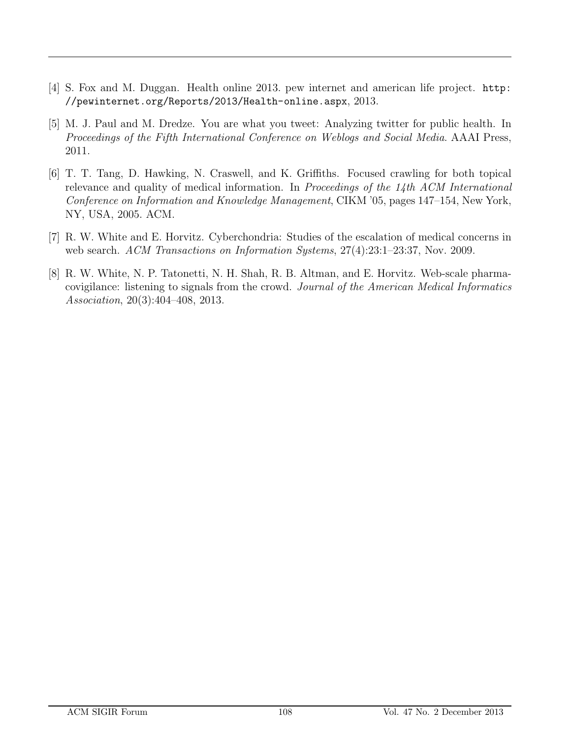[4] S. Fox and M. Duggan. Health online 2013. pew internet and american life project. `http://pewinternet.org/Reports/2013/Health-online.aspx`, 2013.

[5] M. J. Paul and M. Dredze. You are what you tweet: Analyzing twitter for public health. In *Proceedings of the Fifth International Conference on Weblogs and Social Media*. AAAI Press, 2011.

[6] T. T. Tang, D. Hawking, N. Craswell, and K. Griffiths. Focused crawling for both topical relevance and quality of medical information. In *Proceedings of the 14th ACM International Conference on Information and Knowledge Management*, CIKM '05, pages 147–154, New York, NY, USA, 2005. ACM.

[7] R. W. White and E. Horvitz. Cyberchondria: Studies of the escalation of medical concerns in web search. *ACM Transactions on Information Systems*, 27(4):23:1–23:37, Nov. 2009.

[8] R. W. White, N. P. Tatonetti, N. H. Shah, R. B. Altman, and E. Horvitz. Web-scale pharmacovigilance: listening to signals from the crowd. *Journal of the American Medical Informatics Association*, 20(3):404–408, 2013.